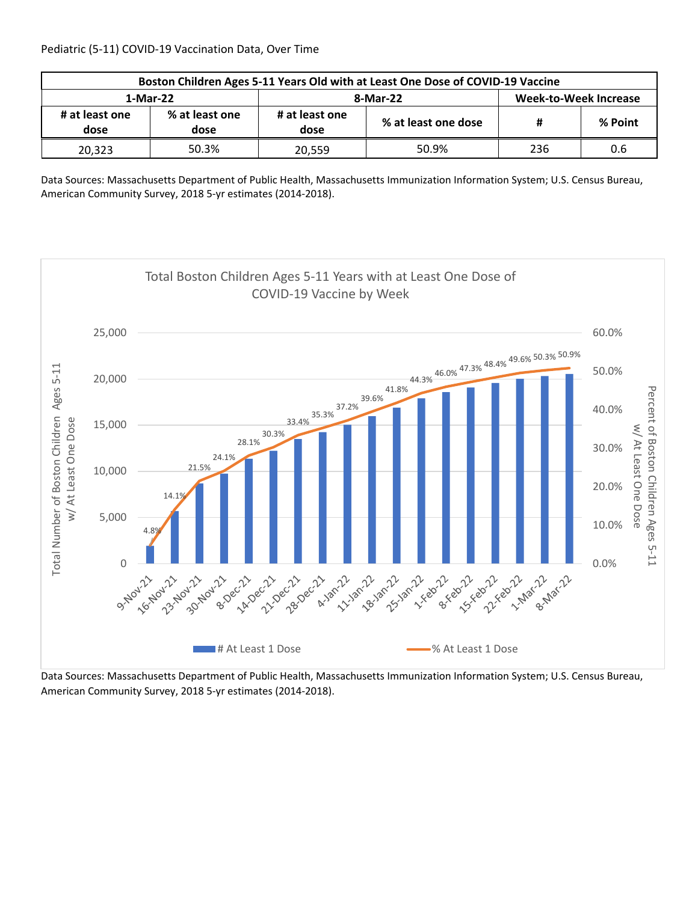Pediatric (5-11) COVID-19 Vaccination Data, Over Time

| Boston Children Ages 5-11 Years Old with at Least One Dose of COVID-19 Vaccine | | | | | |
|---|---|---|---|---|---|
| 1-Mar-22 | | 8-Mar-22 | | Week-to-Week Increase | |
| # at least one dose | % at least one dose | # at least one dose | % at least one dose | # | % Point |
| 20,323 | 50.3% | 20,559 | 50.9% | 236 | 0.6 |

Data Sources: Massachusetts Department of Public Health, Massachusetts Immunization Information System; U.S. Census Bureau, American Community Survey, 2018 5-yr estimates (2014-2018).

Total Boston Children Ages 5-11 Years with at Least One Dose of COVID-19 Vaccine by Week

| Week | % At Least 1 Dose |
|---|---|
| 9-Nov-21 | 4.8% |
| 16-Nov-21 | 14.1% |
| 23-Nov-21 | 21.5% |
| 30-Nov-21 | 24.1% |
| 8-Dec-21 | 28.1% |
| 14-Dec-21 | 30.3% |
| 21-Dec-21 | 33.4% |
| 28-Dec-21 | 35.3% |
| 4-Jan-22 | 37.2% |
| 11-Jan-22 | 39.6% |
| 18-Jan-22 | 41.8% |
| 25-Jan-22 | 44.3% |
| 1-Feb-22 | 46.0% |
| 8-Feb-22 | 47.3% |
| 15-Feb-22 | 48.4% |
| 22-Feb-22 | 49.6% |
| 1-Mar-22 | 50.3% |
| 8-Mar-22 | 50.9% |

Data Sources: Massachusetts Department of Public Health, Massachusetts Immunization Information System; U.S. Census Bureau, American Community Survey, 2018 5-yr estimates (2014-2018).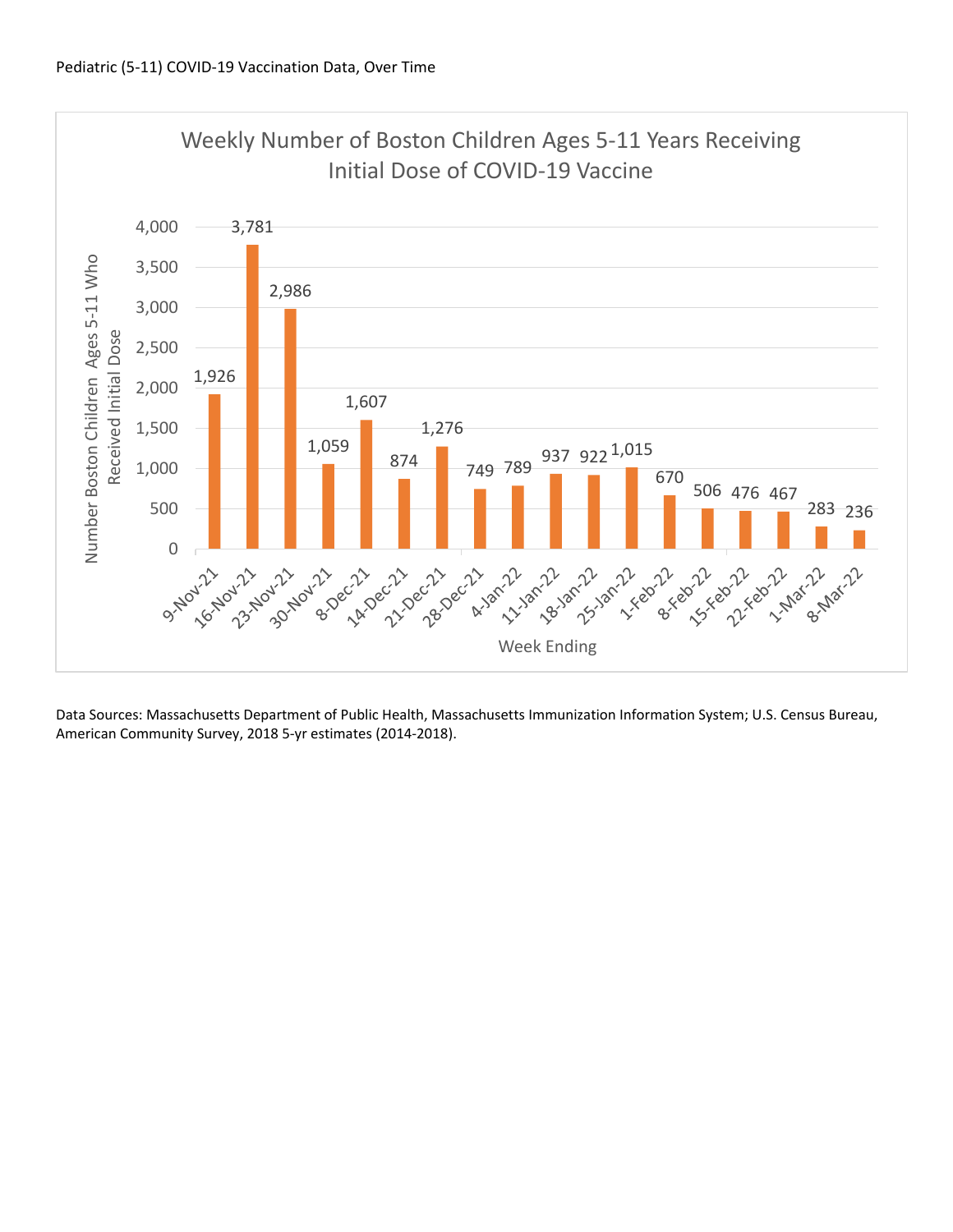Pediatric (5-11) COVID-19 Vaccination Data, Over Time

## Weekly Number of Boston Children Ages 5-11 Years Receiving Initial Dose of COVID-19 Vaccine

| Week Ending | Number Boston Children Ages 5-11 Who Received Initial Dose |
|---|---|
| 9-Nov-21 | 1,926 |
| 16-Nov-21 | 3,781 |
| 23-Nov-21 | 2,986 |
| 30-Nov-21 | 1,059 |
| 8-Dec-21 | 1,607 |
| 14-Dec-21 | 874 |
| 21-Dec-21 | 1,276 |
| 28-Dec-21 | 749 |
| 4-Jan-22 | 789 |
| 11-Jan-22 | 937 |
| 18-Jan-22 | 922 |
| 25-Jan-22 | 1,015 |
| 1-Feb-22 | 670 |
| 8-Feb-22 | 506 |
| 15-Feb-22 | 476 |
| 22-Feb-22 | 467 |
| 1-Mar-22 | 283 |
| 8-Mar-22 | 236 |

Data Sources: Massachusetts Department of Public Health, Massachusetts Immunization Information System; U.S. Census Bureau, American Community Survey, 2018 5-yr estimates (2014-2018).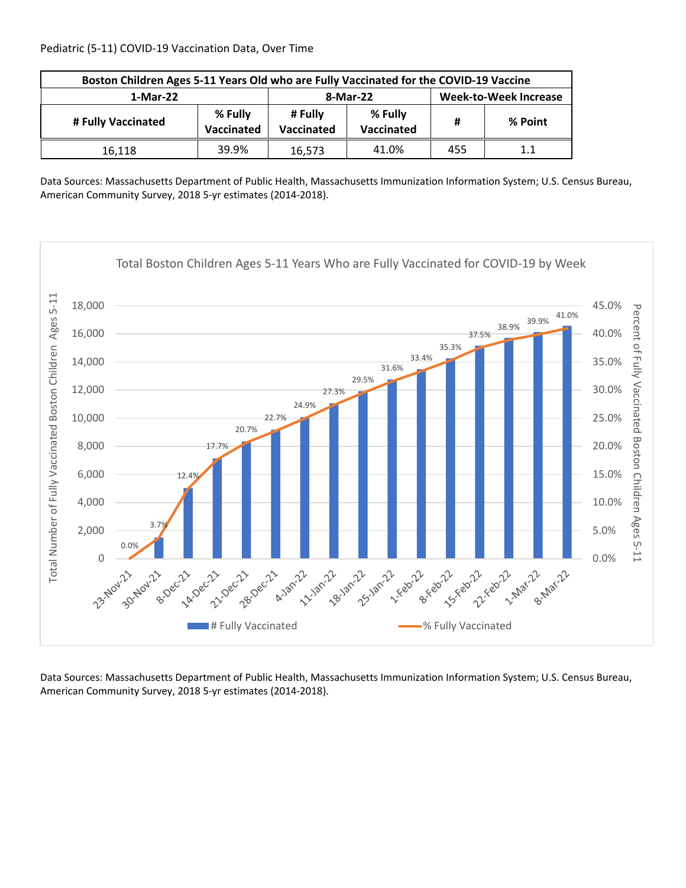Pediatric (5-11) COVID-19 Vaccination Data, Over Time

| Boston Children Ages 5-11 Years Old who are Fully Vaccinated for the COVID-19 Vaccine | | | | | |
|---|---|---|---|---|---|
| 1-Mar-22 | | 8-Mar-22 | | Week-to-Week Increase | |
| # Fully Vaccinated | % Fully Vaccinated | # Fully Vaccinated | % Fully Vaccinated | # | % Point |
| 16,118 | 39.9% | 16,573 | 41.0% | 455 | 1.1 |

Data Sources: Massachusetts Department of Public Health, Massachusetts Immunization Information System; U.S. Census Bureau, American Community Survey, 2018 5-yr estimates (2014-2018).

Total Boston Children Ages 5-11 Years Who are Fully Vaccinated for COVID-19 by Week

| Week | % Fully Vaccinated |
|---|---|
| 23-Nov-21 | 0.0% |
| 30-Nov-21 | 3.7% |
| 8-Dec-21 | 12.4% |
| 14-Dec-21 | 17.7% |
| 21-Dec-21 | 20.7% |
| 28-Dec-21 | 22.7% |
| 4-Jan-22 | 24.9% |
| 11-Jan-22 | 27.3% |
| 18-Jan-22 | 29.5% |
| 25-Jan-22 | 31.6% |
| 1-Feb-22 | 33.4% |
| 8-Feb-22 | 35.3% |
| 15-Feb-22 | 37.5% |
| 22-Feb-22 | 38.9% |
| 1-Mar-22 | 39.9% |
| 8-Mar-22 | 41.0% |

Data Sources: Massachusetts Department of Public Health, Massachusetts Immunization Information System; U.S. Census Bureau, American Community Survey, 2018 5-yr estimates (2014-2018).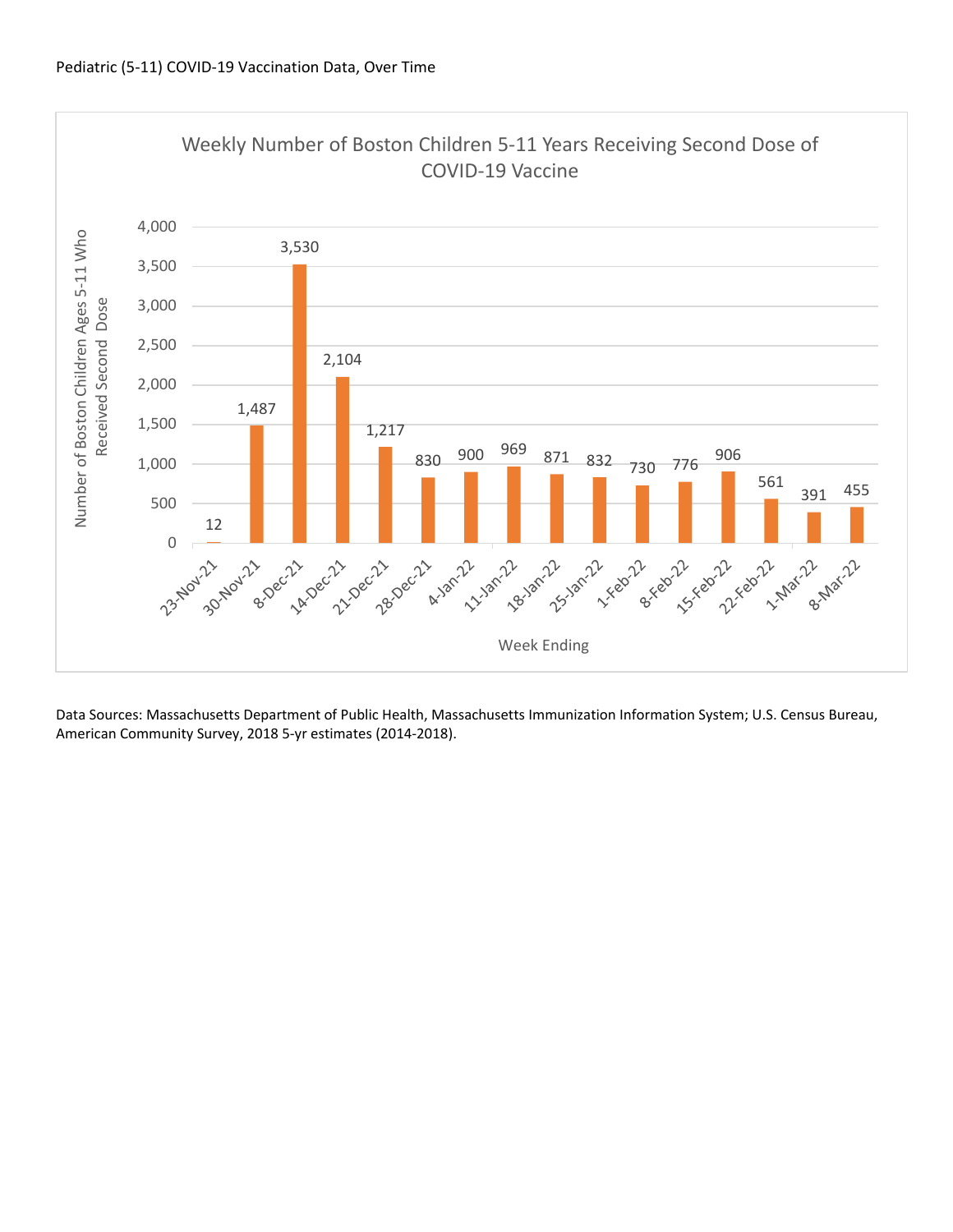Pediatric (5-11) COVID-19 Vaccination Data, Over Time

## Weekly Number of Boston Children 5-11 Years Receiving Second Dose of COVID-19 Vaccine

| Week Ending | Number of Boston Children Ages 5-11 Who Received Second Dose |
|---|---|
| 23-Nov-21 | 12 |
| 30-Nov-21 | 1,487 |
| 8-Dec-21 | 3,530 |
| 14-Dec-21 | 2,104 |
| 21-Dec-21 | 1,217 |
| 28-Dec-21 | 830 |
| 4-Jan-22 | 900 |
| 11-Jan-22 | 969 |
| 18-Jan-22 | 871 |
| 25-Jan-22 | 832 |
| 1-Feb-22 | 730 |
| 8-Feb-22 | 776 |
| 15-Feb-22 | 906 |
| 22-Feb-22 | 561 |
| 1-Mar-22 | 391 |
| 8-Mar-22 | 455 |

Data Sources: Massachusetts Department of Public Health, Massachusetts Immunization Information System; U.S. Census Bureau, American Community Survey, 2018 5-yr estimates (2014-2018).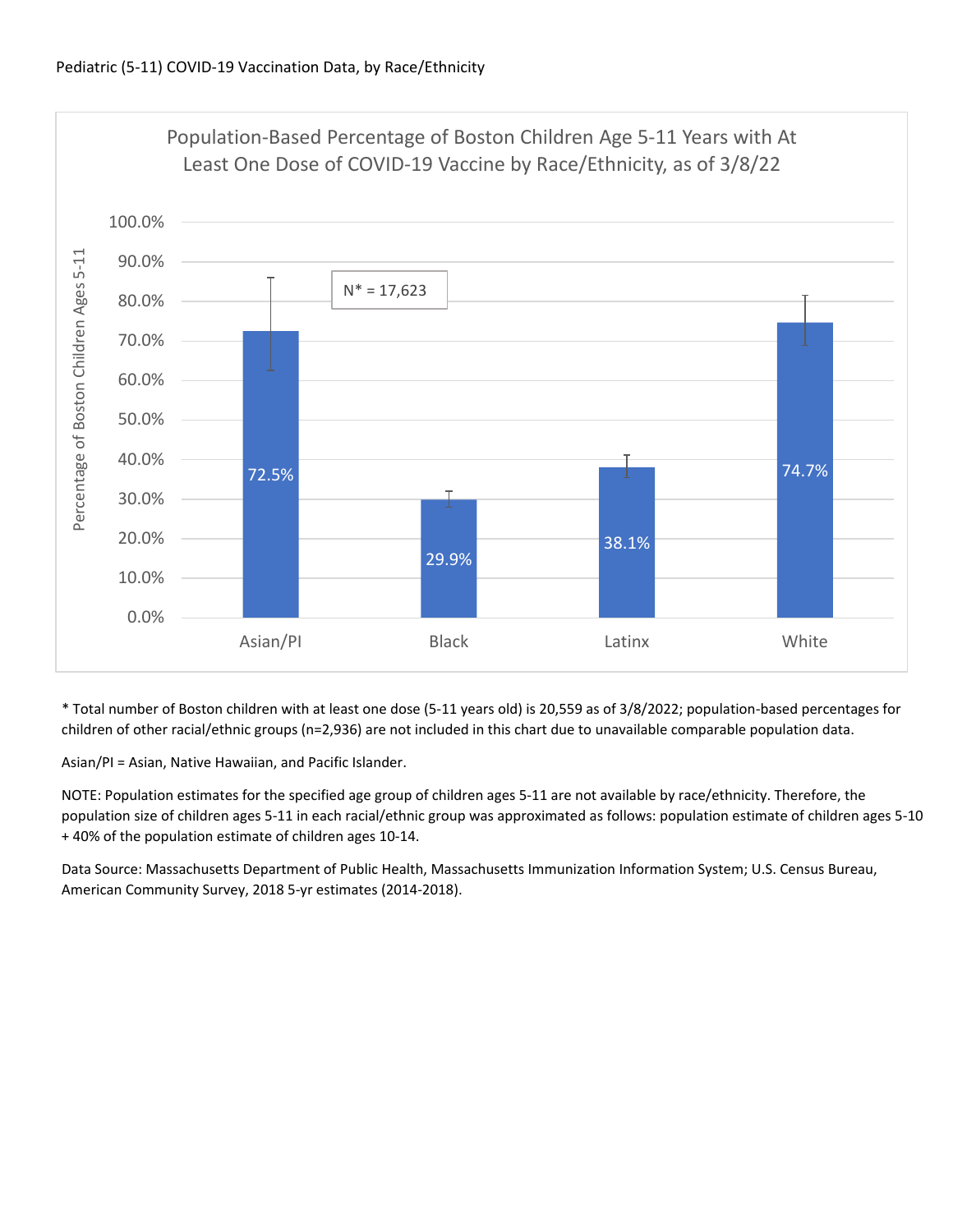Pediatric (5-11) COVID-19 Vaccination Data, by Race/Ethnicity

**Population-Based Percentage of Boston Children Age 5-11 Years with At Least One Dose of COVID-19 Vaccine by Race/Ethnicity, as of 3/8/22**

N* = 17,623

| Race/Ethnicity | Percentage of Boston Children Ages 5-11 |
|---|---|
| Asian/PI | 72.5% |
| Black | 29.9% |
| Latinx | 38.1% |
| White | 74.7% |

* Total number of Boston children with at least one dose (5-11 years old) is 20,559 as of 3/8/2022; population-based percentages for children of other racial/ethnic groups (n=2,936) are not included in this chart due to unavailable comparable population data.

Asian/PI = Asian, Native Hawaiian, and Pacific Islander.

NOTE: Population estimates for the specified age group of children ages 5-11 are not available by race/ethnicity. Therefore, the population size of children ages 5-11 in each racial/ethnic group was approximated as follows: population estimate of children ages 5-10 + 40% of the population estimate of children ages 10-14.

Data Source: Massachusetts Department of Public Health, Massachusetts Immunization Information System; U.S. Census Bureau, American Community Survey, 2018 5-yr estimates (2014-2018).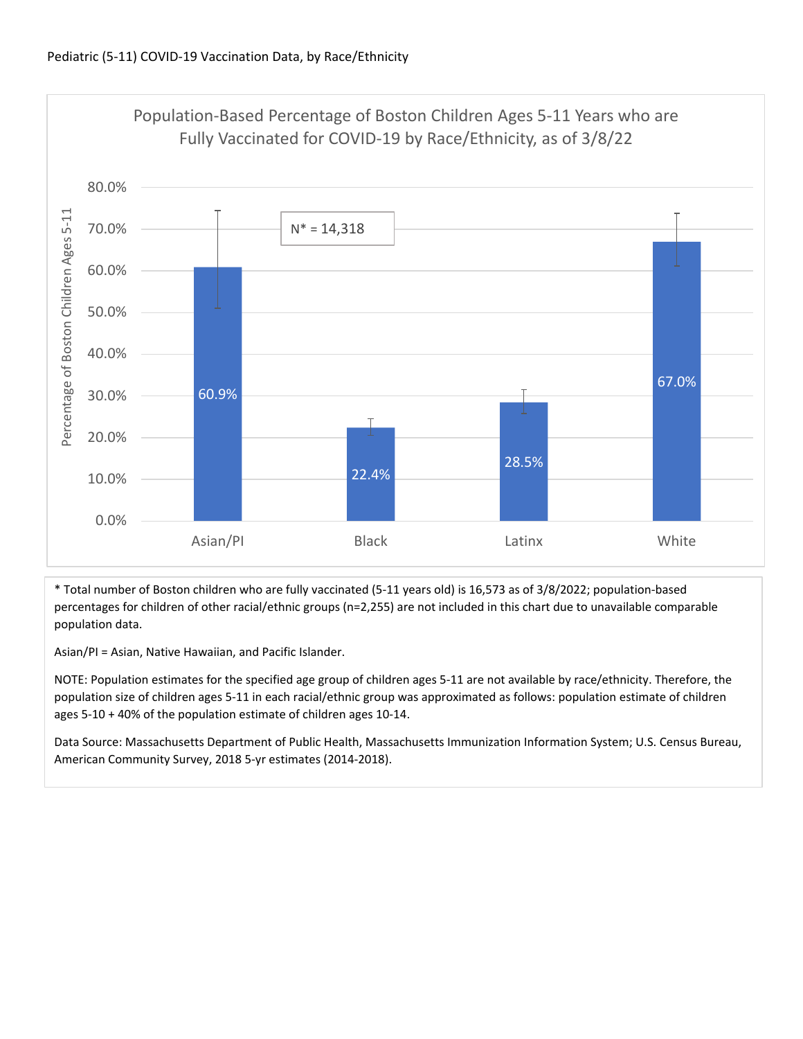Pediatric (5-11) COVID-19 Vaccination Data, by Race/Ethnicity

## Population-Based Percentage of Boston Children Ages 5-11 Years who are Fully Vaccinated for COVID-19 by Race/Ethnicity, as of 3/8/22

N* = 14,318

| Race/Ethnicity | Percentage of Boston Children Ages 5-11 |
|---|---|
| Asian/PI | 60.9% |
| Black | 22.4% |
| Latinx | 28.5% |
| White | 67.0% |

* Total number of Boston children who are fully vaccinated (5-11 years old) is 16,573 as of 3/8/2022; population-based percentages for children of other racial/ethnic groups (n=2,255) are not included in this chart due to unavailable comparable population data.

Asian/PI = Asian, Native Hawaiian, and Pacific Islander.

NOTE: Population estimates for the specified age group of children ages 5-11 are not available by race/ethnicity. Therefore, the population size of children ages 5-11 in each racial/ethnic group was approximated as follows: population estimate of children ages 5-10 + 40% of the population estimate of children ages 10-14.

Data Source: Massachusetts Department of Public Health, Massachusetts Immunization Information System; U.S. Census Bureau, American Community Survey, 2018 5-yr estimates (2014-2018).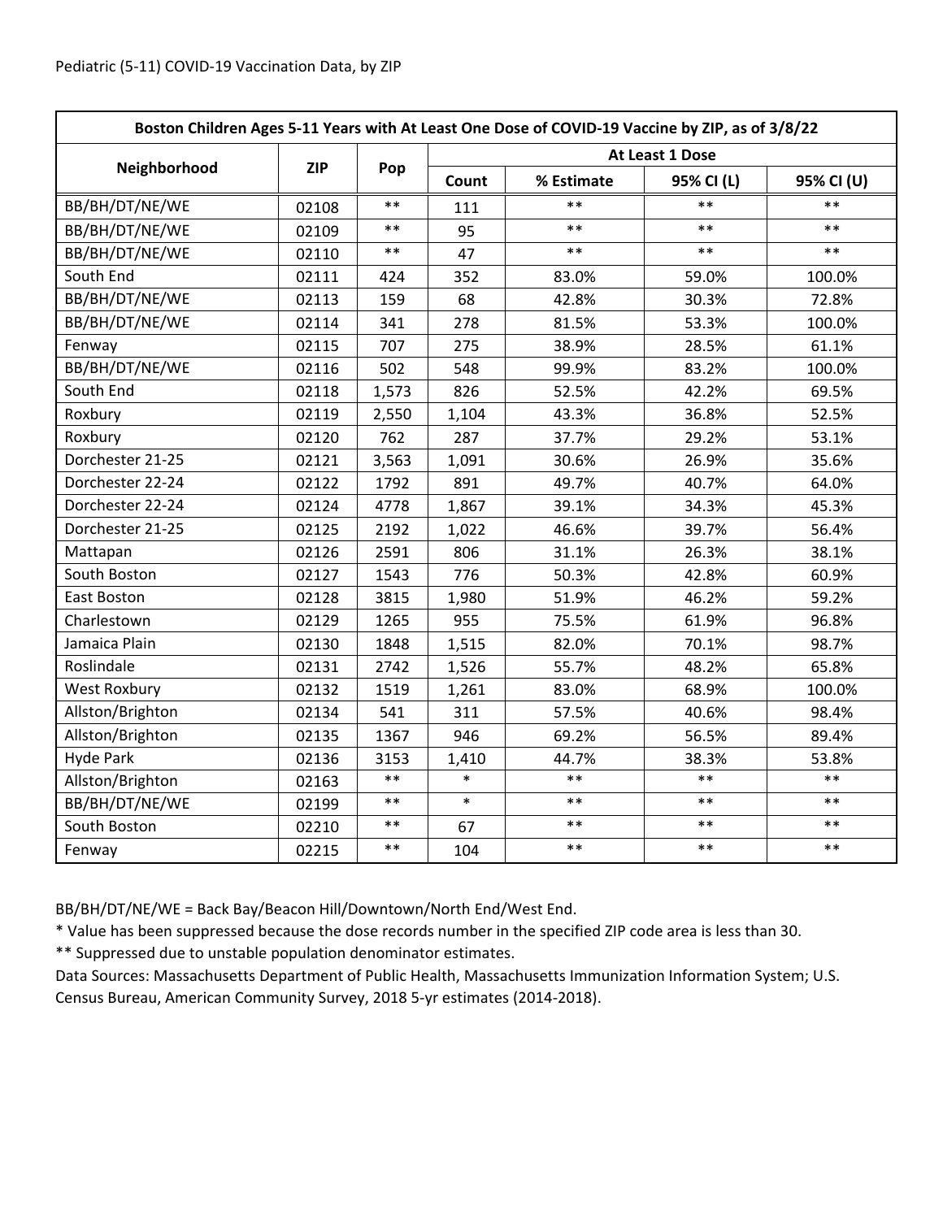Pediatric (5-11) COVID-19 Vaccination Data, by ZIP

| Boston Children Ages 5-11 Years with At Least One Dose of COVID-19 Vaccine by ZIP, as of 3/8/22 | | | | | | |
|---|---|---|---|---|---|---|
| Neighborhood | ZIP | Pop | At Least 1 Dose | | | |
| | | | Count | % Estimate | 95% CI (L) | 95% CI (U) |
| BB/BH/DT/NE/WE | 02108 | ** | 111 | ** | ** | ** |
| BB/BH/DT/NE/WE | 02109 | ** | 95 | ** | ** | ** |
| BB/BH/DT/NE/WE | 02110 | ** | 47 | ** | ** | ** |
| South End | 02111 | 424 | 352 | 83.0% | 59.0% | 100.0% |
| BB/BH/DT/NE/WE | 02113 | 159 | 68 | 42.8% | 30.3% | 72.8% |
| BB/BH/DT/NE/WE | 02114 | 341 | 278 | 81.5% | 53.3% | 100.0% |
| Fenway | 02115 | 707 | 275 | 38.9% | 28.5% | 61.1% |
| BB/BH/DT/NE/WE | 02116 | 502 | 548 | 99.9% | 83.2% | 100.0% |
| South End | 02118 | 1,573 | 826 | 52.5% | 42.2% | 69.5% |
| Roxbury | 02119 | 2,550 | 1,104 | 43.3% | 36.8% | 52.5% |
| Roxbury | 02120 | 762 | 287 | 37.7% | 29.2% | 53.1% |
| Dorchester 21-25 | 02121 | 3,563 | 1,091 | 30.6% | 26.9% | 35.6% |
| Dorchester 22-24 | 02122 | 1792 | 891 | 49.7% | 40.7% | 64.0% |
| Dorchester 22-24 | 02124 | 4778 | 1,867 | 39.1% | 34.3% | 45.3% |
| Dorchester 21-25 | 02125 | 2192 | 1,022 | 46.6% | 39.7% | 56.4% |
| Mattapan | 02126 | 2591 | 806 | 31.1% | 26.3% | 38.1% |
| South Boston | 02127 | 1543 | 776 | 50.3% | 42.8% | 60.9% |
| East Boston | 02128 | 3815 | 1,980 | 51.9% | 46.2% | 59.2% |
| Charlestown | 02129 | 1265 | 955 | 75.5% | 61.9% | 96.8% |
| Jamaica Plain | 02130 | 1848 | 1,515 | 82.0% | 70.1% | 98.7% |
| Roslindale | 02131 | 2742 | 1,526 | 55.7% | 48.2% | 65.8% |
| West Roxbury | 02132 | 1519 | 1,261 | 83.0% | 68.9% | 100.0% |
| Allston/Brighton | 02134 | 541 | 311 | 57.5% | 40.6% | 98.4% |
| Allston/Brighton | 02135 | 1367 | 946 | 69.2% | 56.5% | 89.4% |
| Hyde Park | 02136 | 3153 | 1,410 | 44.7% | 38.3% | 53.8% |
| Allston/Brighton | 02163 | ** | * | ** | ** | ** |
| BB/BH/DT/NE/WE | 02199 | ** | * | ** | ** | ** |
| South Boston | 02210 | ** | 67 | ** | ** | ** |
| Fenway | 02215 | ** | 104 | ** | ** | ** |

BB/BH/DT/NE/WE = Back Bay/Beacon Hill/Downtown/North End/West End.

* Value has been suppressed because the dose records number in the specified ZIP code area is less than 30.

** Suppressed due to unstable population denominator estimates.

Data Sources: Massachusetts Department of Public Health, Massachusetts Immunization Information System; U.S. Census Bureau, American Community Survey, 2018 5-yr estimates (2014-2018).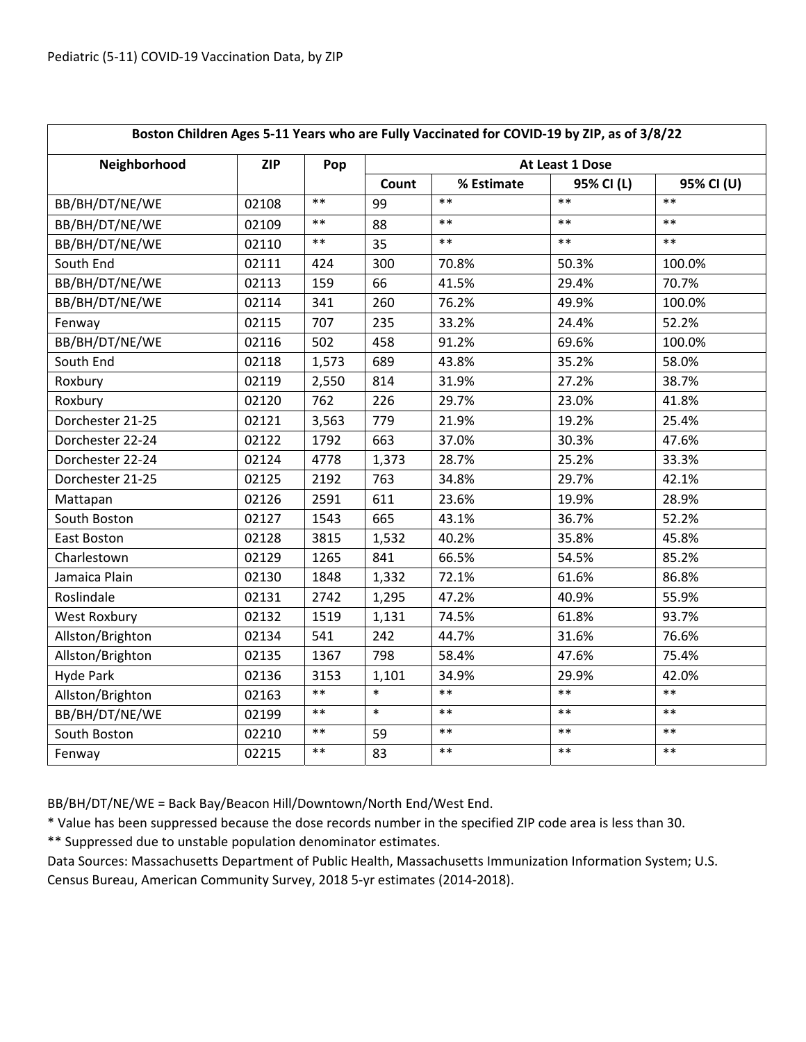Pediatric (5-11) COVID-19 Vaccination Data, by ZIP

| Boston Children Ages 5-11 Years who are Fully Vaccinated for COVID-19 by ZIP, as of 3/8/22 | | | | | | |
|---|---|---|---|---|---|---|
| Neighborhood | ZIP | Pop | At Least 1 Dose | | | |
| | | | Count | % Estimate | 95% CI (L) | 95% CI (U) |
| BB/BH/DT/NE/WE | 02108 | ** | 99 | ** | ** | ** |
| BB/BH/DT/NE/WE | 02109 | ** | 88 | ** | ** | ** |
| BB/BH/DT/NE/WE | 02110 | ** | 35 | ** | ** | ** |
| South End | 02111 | 424 | 300 | 70.8% | 50.3% | 100.0% |
| BB/BH/DT/NE/WE | 02113 | 159 | 66 | 41.5% | 29.4% | 70.7% |
| BB/BH/DT/NE/WE | 02114 | 341 | 260 | 76.2% | 49.9% | 100.0% |
| Fenway | 02115 | 707 | 235 | 33.2% | 24.4% | 52.2% |
| BB/BH/DT/NE/WE | 02116 | 502 | 458 | 91.2% | 69.6% | 100.0% |
| South End | 02118 | 1,573 | 689 | 43.8% | 35.2% | 58.0% |
| Roxbury | 02119 | 2,550 | 814 | 31.9% | 27.2% | 38.7% |
| Roxbury | 02120 | 762 | 226 | 29.7% | 23.0% | 41.8% |
| Dorchester 21-25 | 02121 | 3,563 | 779 | 21.9% | 19.2% | 25.4% |
| Dorchester 22-24 | 02122 | 1792 | 663 | 37.0% | 30.3% | 47.6% |
| Dorchester 22-24 | 02124 | 4778 | 1,373 | 28.7% | 25.2% | 33.3% |
| Dorchester 21-25 | 02125 | 2192 | 763 | 34.8% | 29.7% | 42.1% |
| Mattapan | 02126 | 2591 | 611 | 23.6% | 19.9% | 28.9% |
| South Boston | 02127 | 1543 | 665 | 43.1% | 36.7% | 52.2% |
| East Boston | 02128 | 3815 | 1,532 | 40.2% | 35.8% | 45.8% |
| Charlestown | 02129 | 1265 | 841 | 66.5% | 54.5% | 85.2% |
| Jamaica Plain | 02130 | 1848 | 1,332 | 72.1% | 61.6% | 86.8% |
| Roslindale | 02131 | 2742 | 1,295 | 47.2% | 40.9% | 55.9% |
| West Roxbury | 02132 | 1519 | 1,131 | 74.5% | 61.8% | 93.7% |
| Allston/Brighton | 02134 | 541 | 242 | 44.7% | 31.6% | 76.6% |
| Allston/Brighton | 02135 | 1367 | 798 | 58.4% | 47.6% | 75.4% |
| Hyde Park | 02136 | 3153 | 1,101 | 34.9% | 29.9% | 42.0% |
| Allston/Brighton | 02163 | ** | * | ** | ** | ** |
| BB/BH/DT/NE/WE | 02199 | ** | * | ** | ** | ** |
| South Boston | 02210 | ** | 59 | ** | ** | ** |
| Fenway | 02215 | ** | 83 | ** | ** | ** |

BB/BH/DT/NE/WE = Back Bay/Beacon Hill/Downtown/North End/West End.

* Value has been suppressed because the dose records number in the specified ZIP code area is less than 30.

** Suppressed due to unstable population denominator estimates.

Data Sources: Massachusetts Department of Public Health, Massachusetts Immunization Information System; U.S. Census Bureau, American Community Survey, 2018 5-yr estimates (2014-2018).